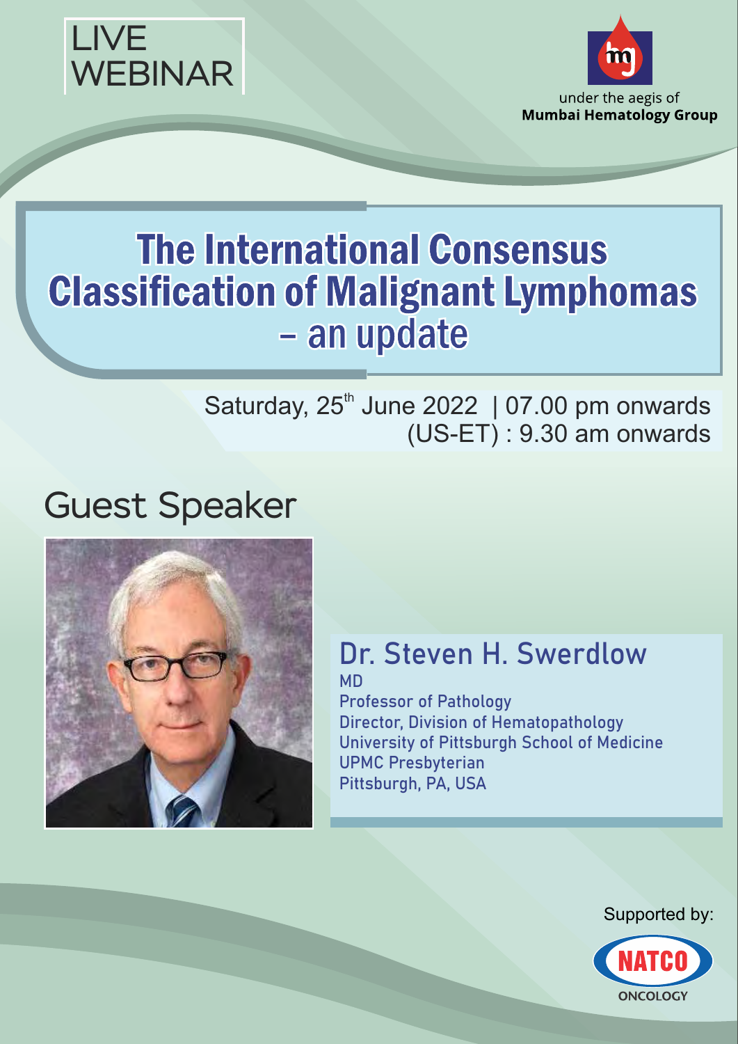LIVE WEBINAR

under the aegis of
**Mumbai Hematology Group**

# The International Consensus Classification of Malignant Lymphomas – an update

Saturday, 25th June 2022 | 07.00 pm onwards
(US-ET) : 9.30 am onwards

## Guest Speaker

**Dr. Steven H. Swerdlow**
MD
Professor of Pathology
Director, Division of Hematopathology
University of Pittsburgh School of Medicine
UPMC Presbyterian
Pittsburgh, PA, USA

Supported by:

NATCO ONCOLOGY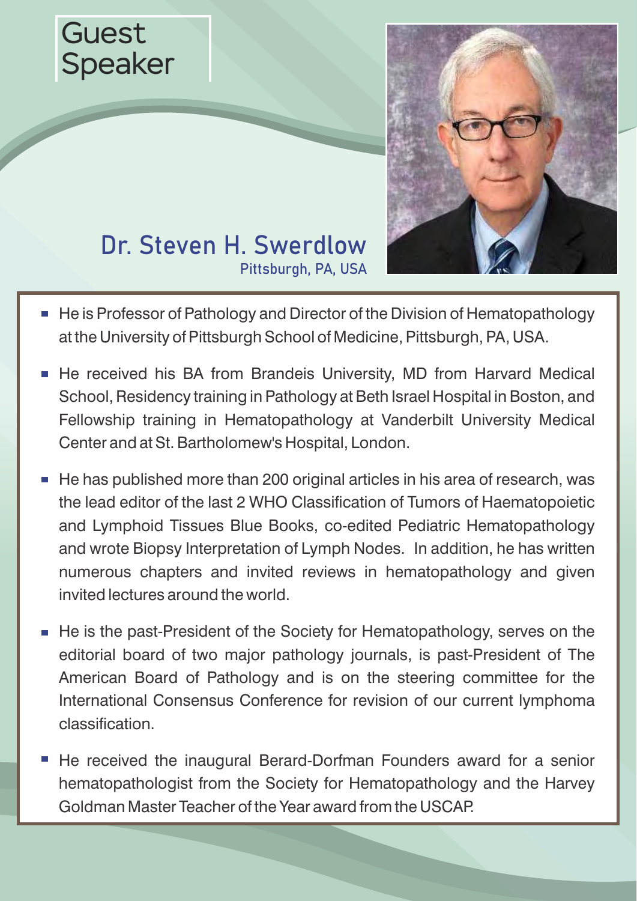# Guest Speaker

## Dr. Steven H. Swerdlow

Pittsburgh, PA, USA

- He is Professor of Pathology and Director of the Division of Hematopathology at the University of Pittsburgh School of Medicine, Pittsburgh, PA, USA.
- He received his BA from Brandeis University, MD from Harvard Medical School, Residency training in Pathology at Beth Israel Hospital in Boston, and Fellowship training in Hematopathology at Vanderbilt University Medical Center and at St. Bartholomew's Hospital, London.
- He has published more than 200 original articles in his area of research, was the lead editor of the last 2 WHO Classification of Tumors of Haematopoietic and Lymphoid Tissues Blue Books, co-edited Pediatric Hematopathology and wrote Biopsy Interpretation of Lymph Nodes. In addition, he has written numerous chapters and invited reviews in hematopathology and given invited lectures around the world.
- He is the past-President of the Society for Hematopathology, serves on the editorial board of two major pathology journals, is past-President of The American Board of Pathology and is on the steering committee for the International Consensus Conference for revision of our current lymphoma classification.
- He received the inaugural Berard-Dorfman Founders award for a senior hematopathologist from the Society for Hematopathology and the Harvey Goldman Master Teacher of the Year award from the USCAP.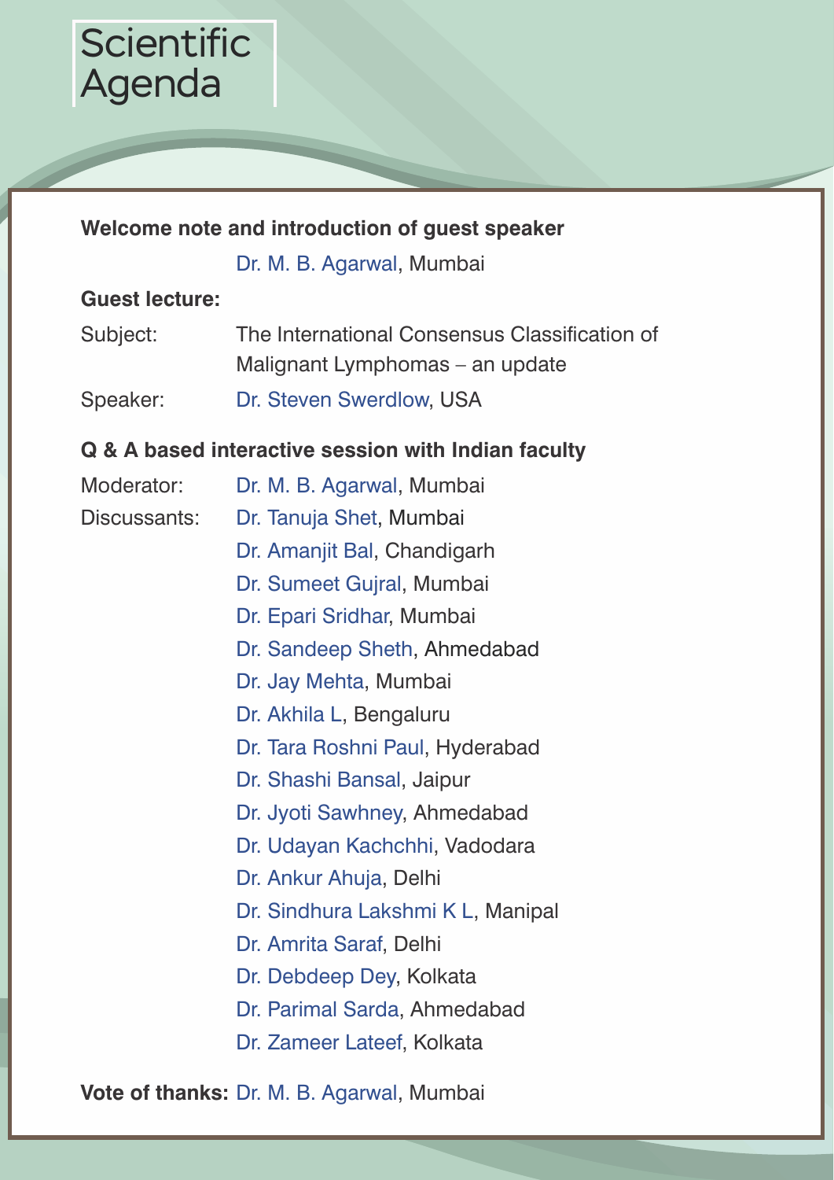# Scientific Agenda

**Welcome note and introduction of guest speaker**

Dr. M. B. Agarwal, Mumbai

**Guest lecture:**

Subject: The International Consensus Classification of Malignant Lymphomas – an update

Speaker: Dr. Steven Swerdlow, USA

**Q & A based interactive session with Indian faculty**

Moderator: Dr. M. B. Agarwal, Mumbai

Discussants:
- Dr. Tanuja Shet, Mumbai
- Dr. Amanjit Bal, Chandigarh
- Dr. Sumeet Gujral, Mumbai
- Dr. Epari Sridhar, Mumbai
- Dr. Sandeep Sheth, Ahmedabad
- Dr. Jay Mehta, Mumbai
- Dr. Akhila L, Bengaluru
- Dr. Tara Roshni Paul, Hyderabad
- Dr. Shashi Bansal, Jaipur
- Dr. Jyoti Sawhney, Ahmedabad
- Dr. Udayan Kachchhi, Vadodara
- Dr. Ankur Ahuja, Delhi
- Dr. Sindhura Lakshmi K L, Manipal
- Dr. Amrita Saraf, Delhi
- Dr. Debdeep Dey, Kolkata
- Dr. Parimal Sarda, Ahmedabad
- Dr. Zameer Lateef, Kolkata

**Vote of thanks:** Dr. M. B. Agarwal, Mumbai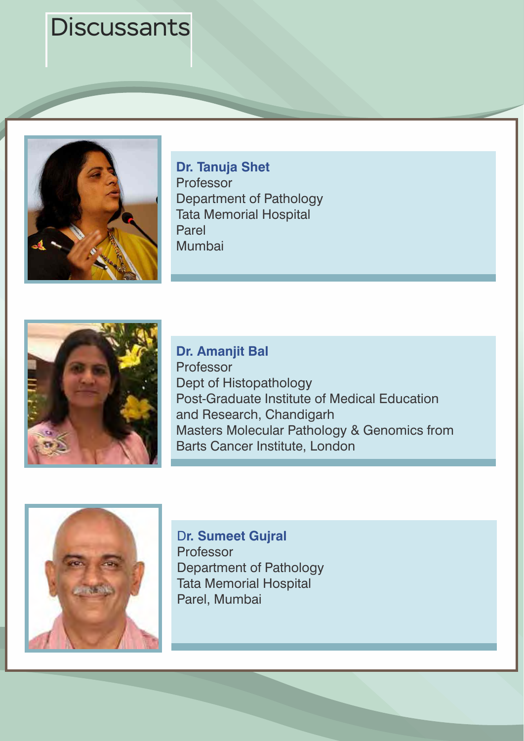# Discussants

**Dr. Tanuja Shet**
Professor
Department of Pathology
Tata Memorial Hospital
Parel
Mumbai

**Dr. Amanjit Bal**
Professor
Dept of Histopathology
Post-Graduate Institute of Medical Education and Research, Chandigarh
Masters Molecular Pathology & Genomics from Barts Cancer Institute, London

**Dr. Sumeet Gujral**
Professor
Department of Pathology
Tata Memorial Hospital
Parel, Mumbai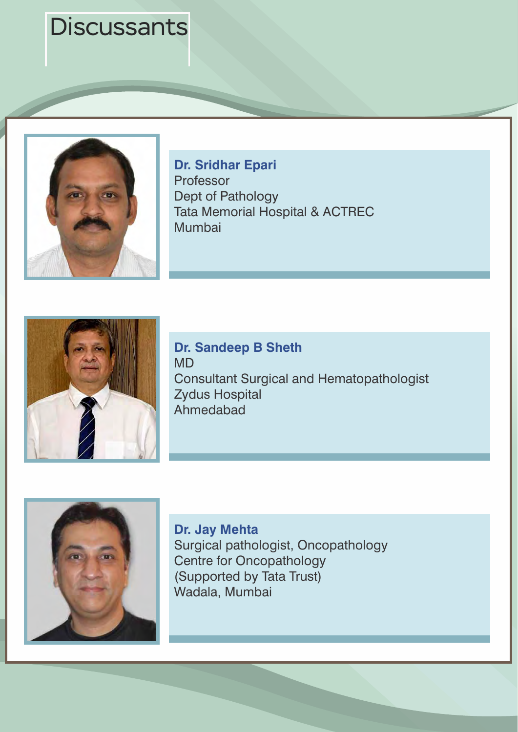# Discussants

**Dr. Sridhar Epari**
Professor
Dept of Pathology
Tata Memorial Hospital & ACTREC
Mumbai

**Dr. Sandeep B Sheth**
MD
Consultant Surgical and Hematopathologist
Zydus Hospital
Ahmedabad

**Dr. Jay Mehta**
Surgical pathologist, Oncopathology
Centre for Oncopathology
(Supported by Tata Trust)
Wadala, Mumbai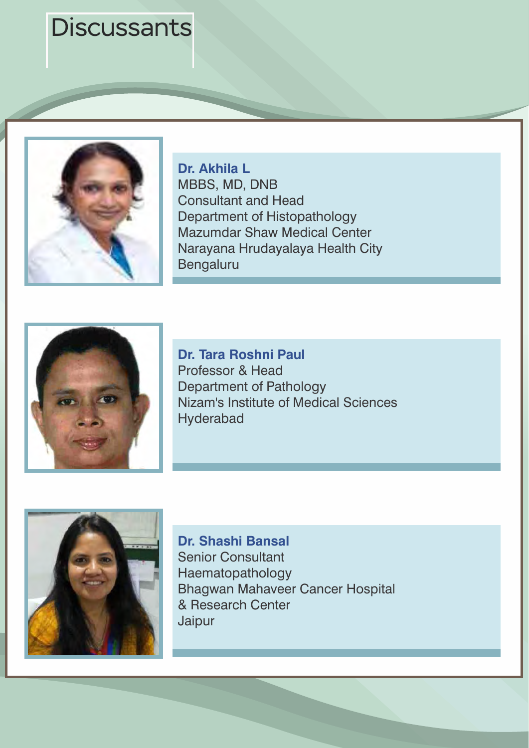# Discussants

**Dr. Akhila L**
MBBS, MD, DNB
Consultant and Head
Department of Histopathology
Mazumdar Shaw Medical Center
Narayana Hrudayalaya Health City
Bengaluru

**Dr. Tara Roshni Paul**
Professor & Head
Department of Pathology
Nizam's Institute of Medical Sciences
Hyderabad

**Dr. Shashi Bansal**
Senior Consultant
Haematopathology
Bhagwan Mahaveer Cancer Hospital
& Research Center
Jaipur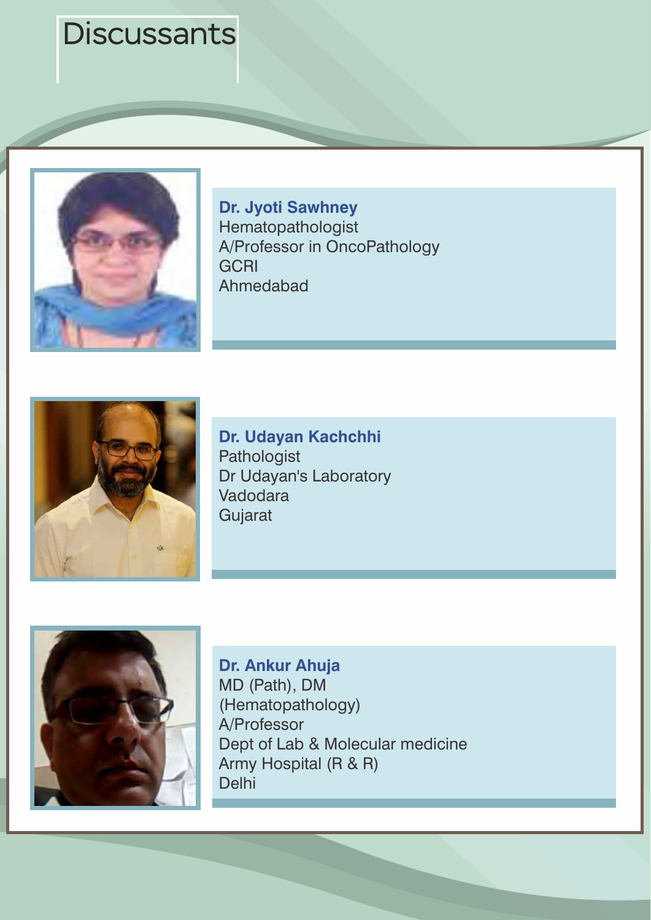# Discussants

**Dr. Jyoti Sawhney**
Hematopathologist
A/Professor in OncoPathology
GCRI
Ahmedabad

**Dr. Udayan Kachchhi**
Pathologist
Dr Udayan's Laboratory
Vadodara
Gujarat

**Dr. Ankur Ahuja**
MD (Path), DM
(Hematopathology)
A/Professor
Dept of Lab & Molecular medicine
Army Hospital (R & R)
Delhi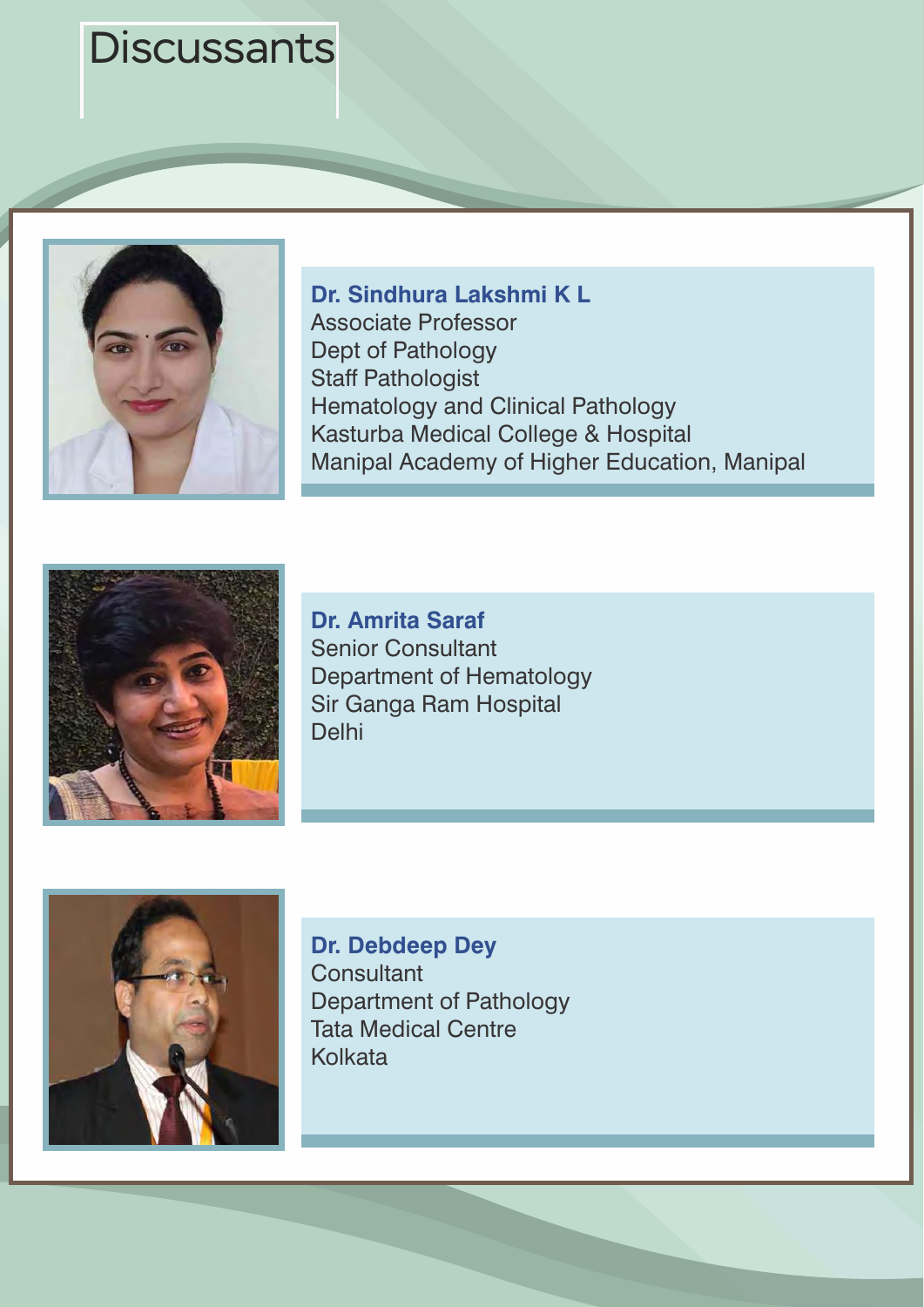# Discussants

**Dr. Sindhura Lakshmi K L**
Associate Professor
Dept of Pathology
Staff Pathologist
Hematology and Clinical Pathology
Kasturba Medical College & Hospital
Manipal Academy of Higher Education, Manipal

**Dr. Amrita Saraf**
Senior Consultant
Department of Hematology
Sir Ganga Ram Hospital
Delhi

**Dr. Debdeep Dey**
Consultant
Department of Pathology
Tata Medical Centre
Kolkata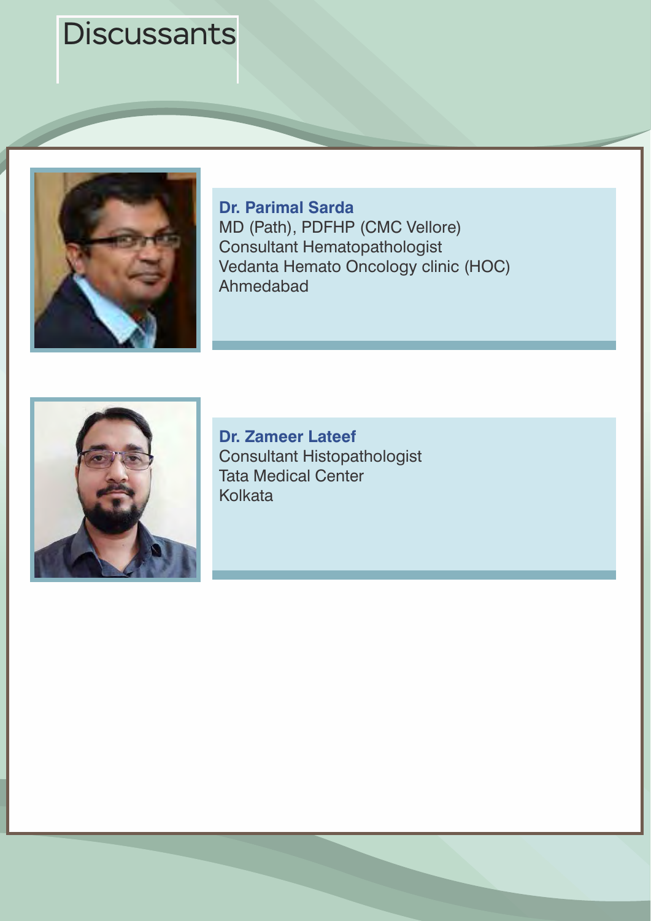# Discussants

**Dr. Parimal Sarda**
MD (Path), PDFHP (CMC Vellore)
Consultant Hematopathologist
Vedanta Hemato Oncology clinic (HOC)
Ahmedabad

**Dr. Zameer Lateef**
Consultant Histopathologist
Tata Medical Center
Kolkata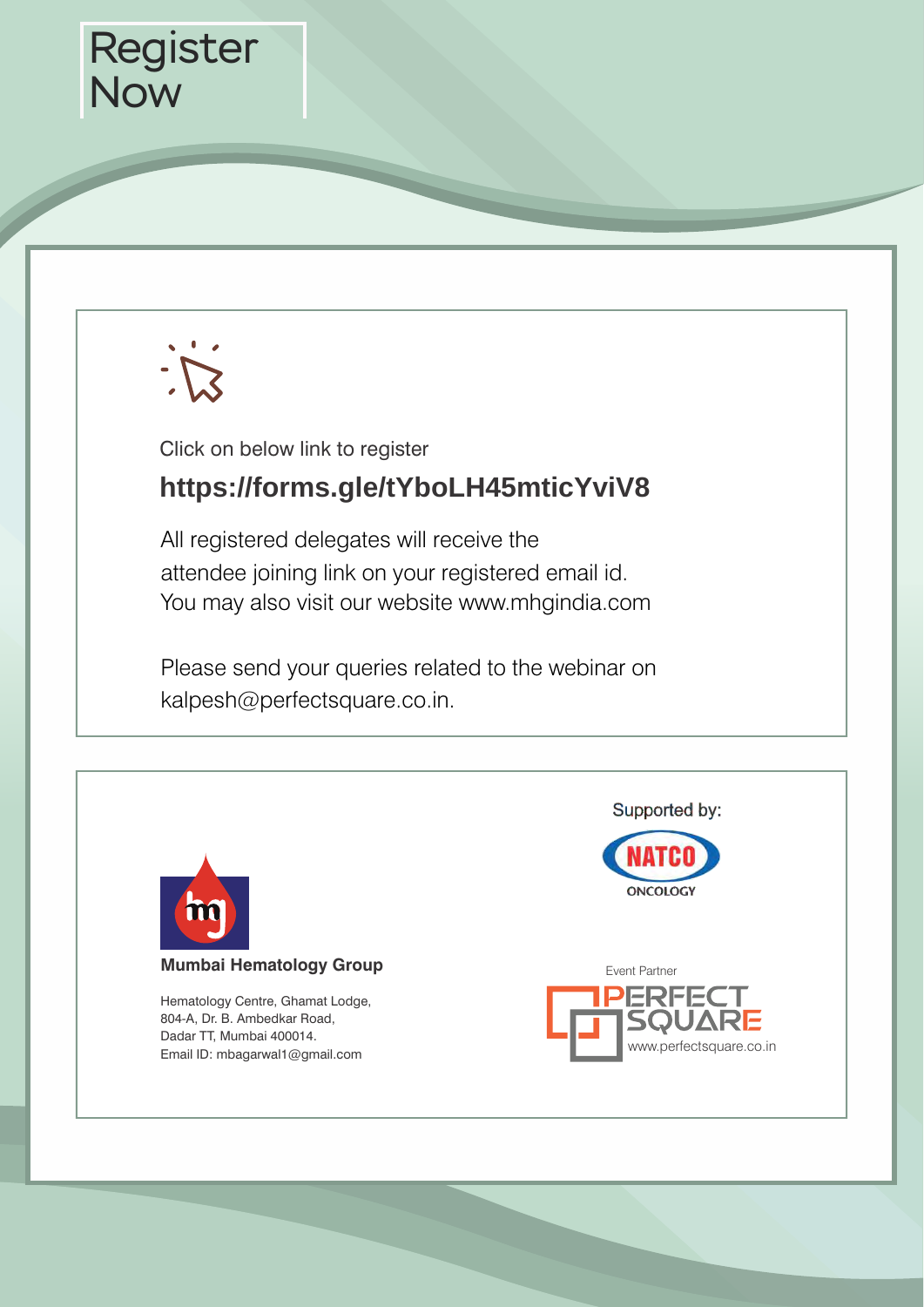# Register Now

Click on below link to register

**https://forms.gle/tYboLH45mticYviV8**

All registered delegates will receive the attendee joining link on your registered email id. You may also visit our website www.mhgindia.com

Please send your queries related to the webinar on kalpesh@perfectsquare.co.in.

**Mumbai Hematology Group**

Hematology Centre, Ghamat Lodge,
804-A, Dr. B. Ambedkar Road,
Dadar TT, Mumbai 400014.
Email ID: mbagarwal1@gmail.com

Supported by:

NATCO ONCOLOGY

Event Partner

PERFECT SQUARE
www.perfectsquare.co.in